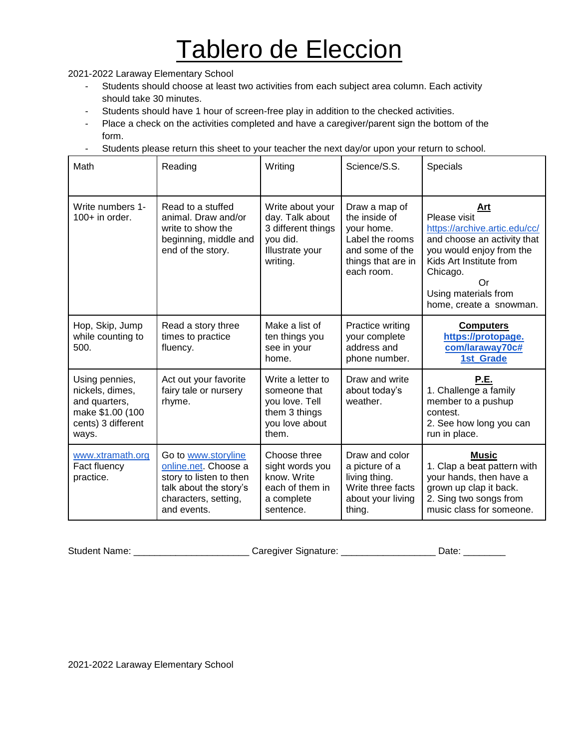# Tablero de Eleccion

2021-2022 Laraway Elementary School

- Students should choose at least two activities from each subject area column. Each activity should take 30 minutes.
- Students should have 1 hour of screen-free play in addition to the checked activities.
- Place a check on the activities completed and have a caregiver/parent sign the bottom of the form.
- Students please return this sheet to your teacher the next day/or upon your return to school.

| Math | Reading | Writing | Science/S.S. | Specials |
|---|---|---|---|---|
| Write numbers 1-100+ in order. | Read to a stuffed animal. Draw and/or write to show the beginning, middle and end of the story. | Write about your day. Talk about 3 different things you did. Illustrate your writing. | Draw a map of the inside of your home. Label the rooms and some of the things that are in each room. | **Art** Please visit https://archive.artic.edu/cc/ and choose an activity that you would enjoy from the Kids Art Institute from Chicago. Or Using materials from home, create a snowman. |
| Hop, Skip, Jump while counting to 500. | Read a story three times to practice fluency. | Make a list of ten things you see in your home. | Practice writing your complete address and phone number. | **Computers** **https://protopage.com/laraway70c#1st_Grade** |
| Using pennies, nickels, dimes, and quarters, make $1.00 (100 cents) 3 different ways. | Act out your favorite fairy tale or nursery rhyme. | Write a letter to someone that you love. Tell them 3 things you love about them. | Draw and write about today's weather. | **P.E.** 1. Challenge a family member to a pushup contest. 2. See how long you can run in place. |
| www.xtramath.org Fact fluency practice. | Go to www.storylineonline.net. Choose a story to listen to then talk about the story's characters, setting, and events. | Choose three sight words you know. Write each of them in a complete sentence. | Draw and color a picture of a living thing. Write three facts about your living thing. | **Music** 1. Clap a beat pattern with your hands, then have a grown up clap it back. 2. Sing two songs from music class for someone. |

Student Name: _____________________ Caregiver Signature: _________________ Date: ________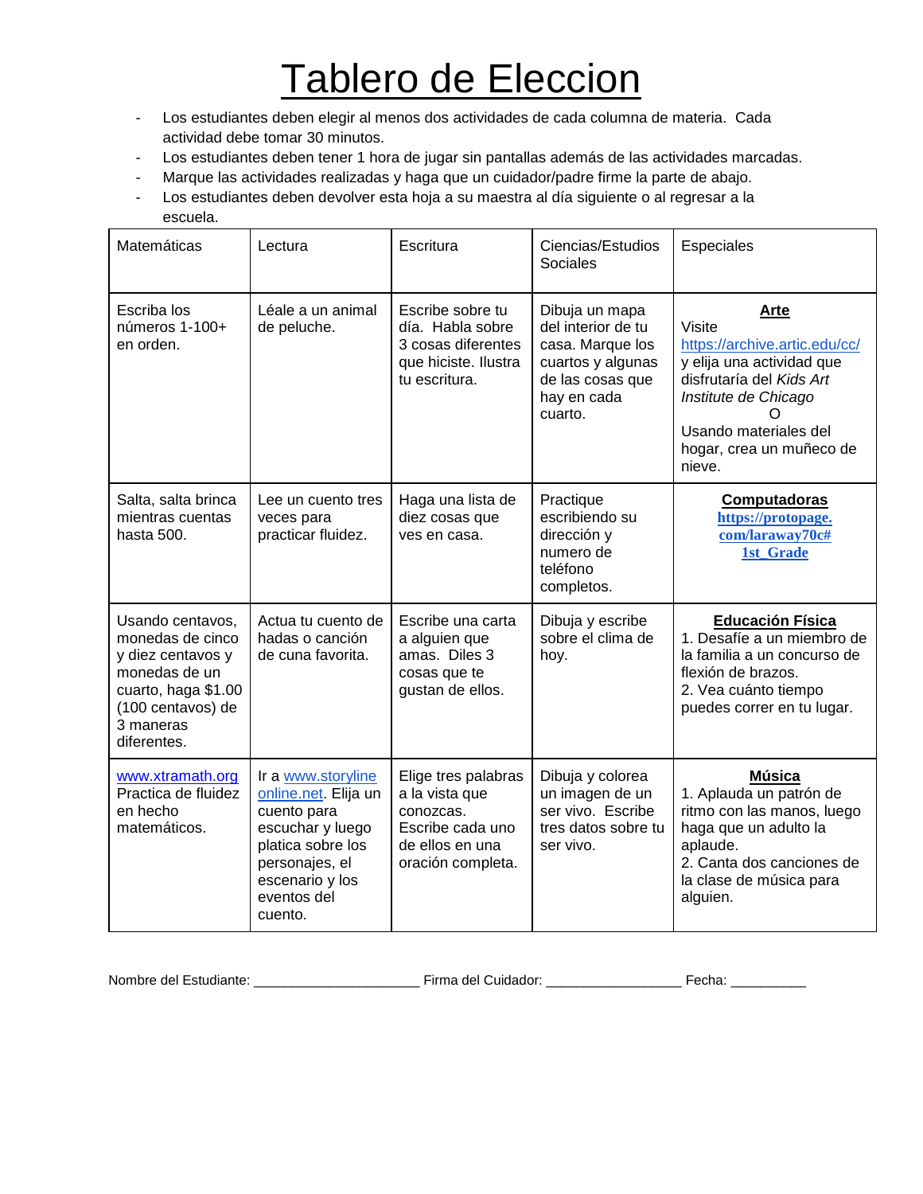# Tablero de Eleccion

- Los estudiantes deben elegir al menos dos actividades de cada columna de materia. Cada actividad debe tomar 30 minutos.
- Los estudiantes deben tener 1 hora de jugar sin pantallas además de las actividades marcadas.
- Marque las actividades realizadas y haga que un cuidador/padre firme la parte de abajo.
- Los estudiantes deben devolver esta hoja a su maestra al día siguiente o al regresar a la escuela.

| Matemáticas | Lectura | Escritura | Ciencias/Estudios Sociales | Especiales |
|---|---|---|---|---|
| Escriba los números 1-100+ en orden. | Léale a un animal de peluche. | Escribe sobre tu día. Habla sobre 3 cosas diferentes que hiciste. Ilustra tu escritura. | Dibuja un mapa del interior de tu casa. Marque los cuartos y algunas de las cosas que hay en cada cuarto. | **Arte** Visite https://archive.artic.edu/cc/ y elija una actividad que disfrutaría del *Kids Art Institute de Chicago* O Usando materiales del hogar, crea un muñeco de nieve. |
| Salta, salta brinca mientras cuentas hasta 500. | Lee un cuento tres veces para practicar fluidez. | Haga una lista de diez cosas que ves en casa. | Practique escribiendo su dirección y numero de teléfono completos. | **Computadoras** https://protopage.com/laraway70c#1st_Grade |
| Usando centavos, monedas de cinco y diez centavos y monedas de un cuarto, haga $1.00 (100 centavos) de 3 maneras diferentes. | Actua tu cuento de hadas o canción de cuna favorita. | Escribe una carta a alguien que amas. Diles 3 cosas que te gustan de ellos. | Dibuja y escribe sobre el clima de hoy. | **Educación Física** 1. Desafíe a un miembro de la familia a un concurso de flexión de brazos. 2. Vea cuánto tiempo puedes correr en tu lugar. |
| www.xtramath.org Practica de fluidez en hecho matemáticos. | Ir a www.storylineonline.net. Elija un cuento para escuchar y luego platica sobre los personajes, el escenario y los eventos del cuento. | Elige tres palabras a la vista que conozcas. Escribe cada uno de ellos en una oración completa. | Dibuja y colorea un imagen de un ser vivo. Escribe tres datos sobre tu ser vivo. | **Música** 1. Aplauda un patrón de ritmo con las manos, luego haga que un adulto la aplaude. 2. Canta dos canciones de la clase de música para alguien. |

Nombre del Estudiante: ____________________ Firma del Cuidador: ________________ Fecha: _________